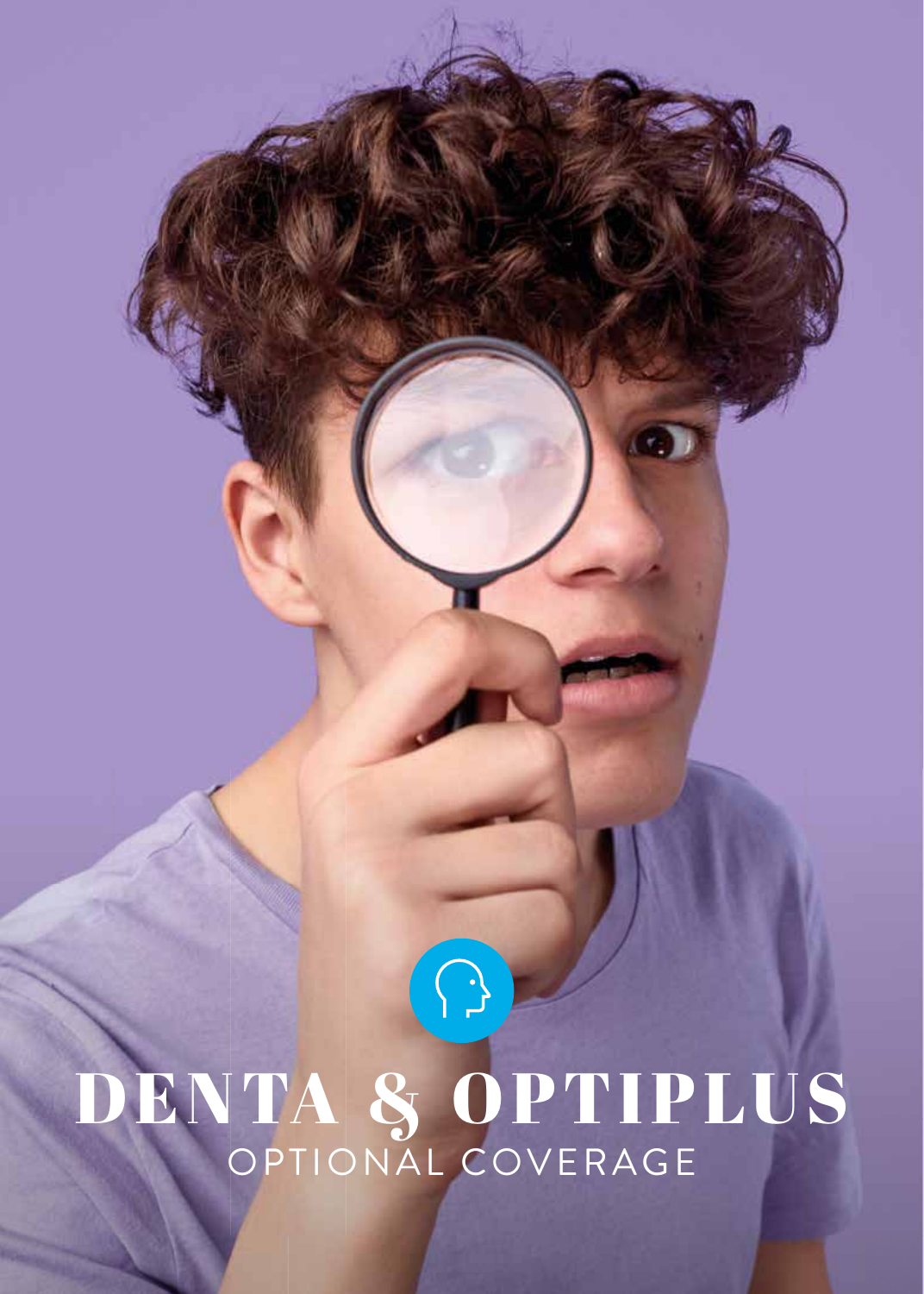# DENTA & OPTIPLUS

OPTIONAL COVERAGE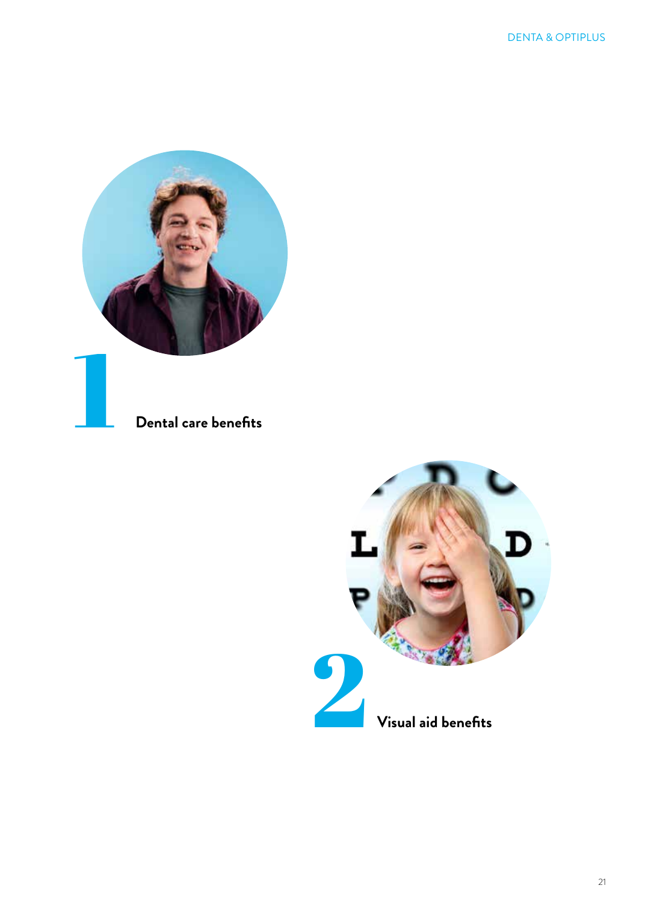## 1 Dental care benefits

## 2 Visual aid benefits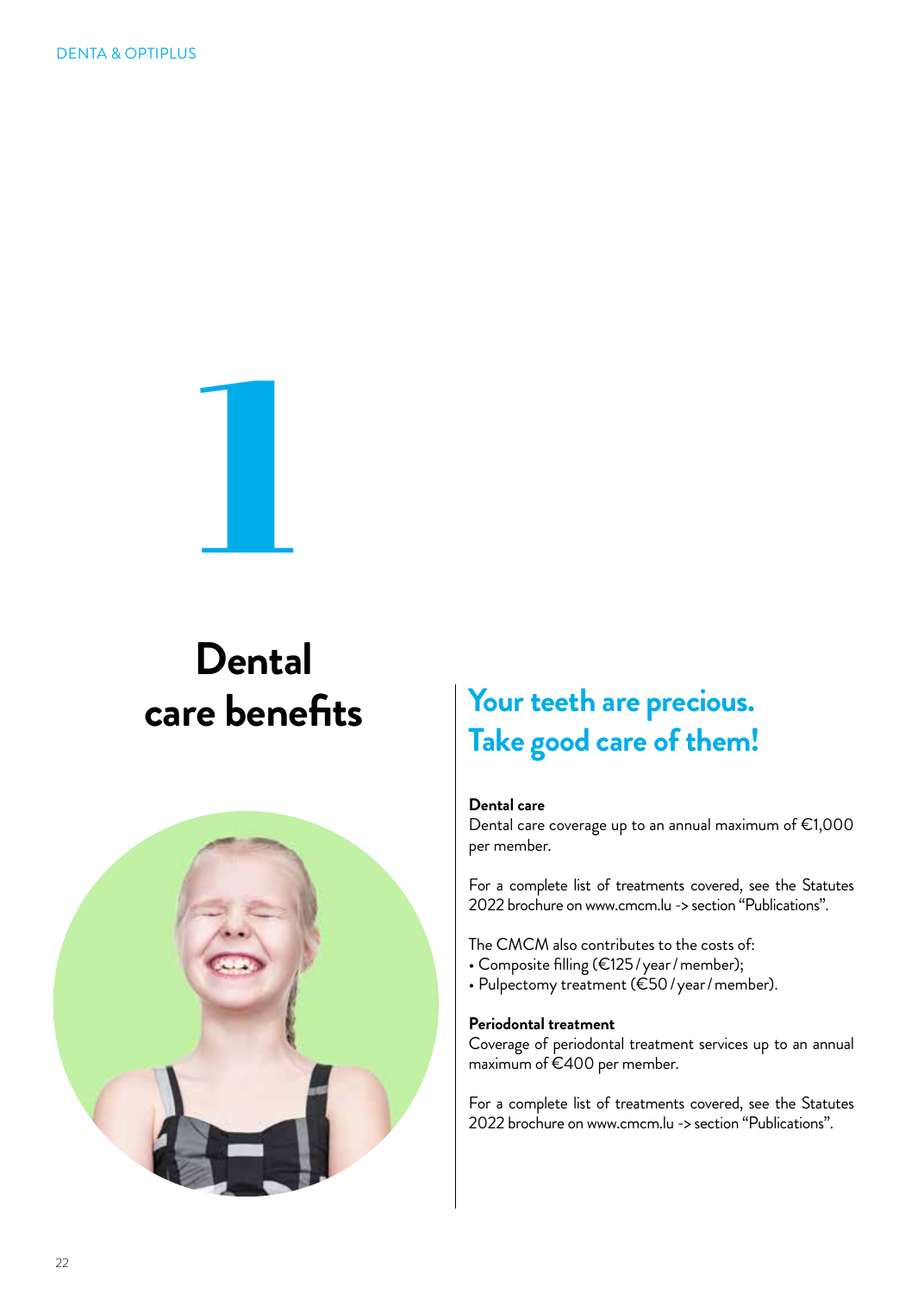# 1

# Dental care benefits

## Your teeth are precious. Take good care of them!

**Dental care**
Dental care coverage up to an annual maximum of €1,000 per member.

For a complete list of treatments covered, see the Statutes 2022 brochure on www.cmcm.lu -> section "Publications".

The CMCM also contributes to the costs of:
- Composite filling (€125 / year / member);
- Pulpectomy treatment (€50 / year / member).

**Periodontal treatment**
Coverage of periodontal treatment services up to an annual maximum of €400 per member.

For a complete list of treatments covered, see the Statutes 2022 brochure on www.cmcm.lu -> section "Publications".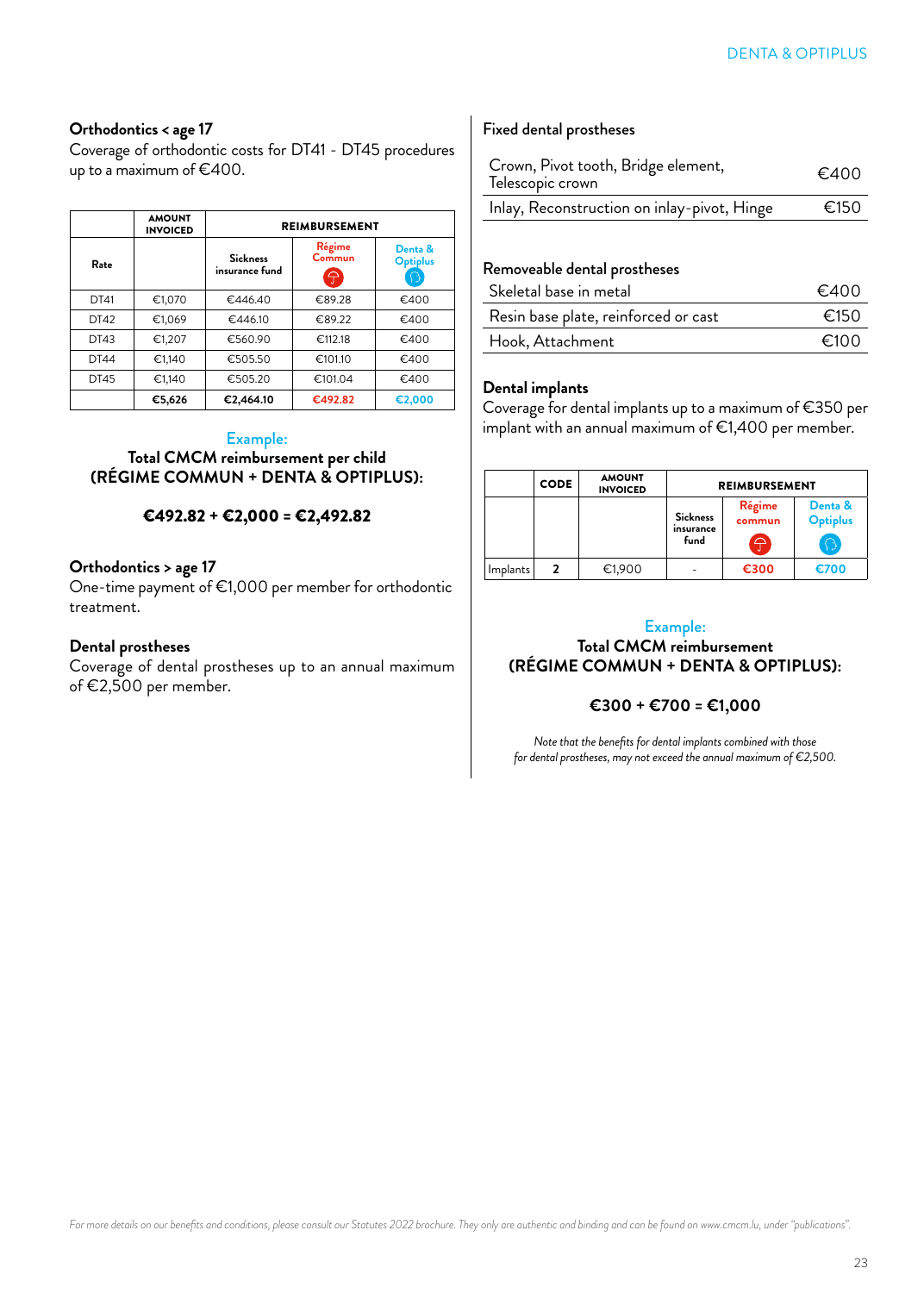## Orthodontics < age 17

Coverage of orthodontic costs for DT41 - DT45 procedures up to a maximum of €400.

| Rate | AMOUNT INVOICED | REIMBURSEMENT | | |
|---|---|---|---|---|
| | | Sickness insurance fund | Régime Commun | Denta & Optiplus |
| DT41 | €1,070 | €446.40 | €89.28 | €400 |
| DT42 | €1,069 | €446.10 | €89.22 | €400 |
| DT43 | €1,207 | €560.90 | €112.18 | €400 |
| DT44 | €1,140 | €505.50 | €101.10 | €400 |
| DT45 | €1,140 | €505.20 | €101.04 | €400 |
| | **€5,626** | **€2,464.10** | **€492.82** | **€2,000** |

Example:

**Total CMCM reimbursement per child (RÉGIME COMMUN + DENTA & OPTIPLUS):**

**€492.82 + €2,000 = €2,492.82**

## Orthodontics > age 17

One-time payment of €1,000 per member for orthodontic treatment.

## Dental prostheses

Coverage of dental prostheses up to an annual maximum of €2,500 per member.

### Fixed dental prostheses

| | |
|---|---|
| Crown, Pivot tooth, Bridge element, Telescopic crown | €400 |
| Inlay, Reconstruction on inlay-pivot, Hinge | €150 |

### Removeable dental prostheses

| | |
|---|---|
| Skeletal base in metal | €400 |
| Resin base plate, reinforced or cast | €150 |
| Hook, Attachment | €100 |

## Dental implants

Coverage for dental implants up to a maximum of €350 per implant with an annual maximum of €1,400 per member.

| | CODE | AMOUNT INVOICED | REIMBURSEMENT | | |
|---|---|---|---|---|---|
| | | | Sickness insurance fund | Régime commun | Denta & Optiplus |
| Implants | 2 | €1,900 | - | €300 | €700 |

Example:

**Total CMCM reimbursement (RÉGIME COMMUN + DENTA & OPTIPLUS):**

**€300 + €700 = €1,000**

*Note that the benefits for dental implants combined with those for dental prostheses, may not exceed the annual maximum of €2,500.*

*For more details on our benefits and conditions, please consult our Statutes 2022 brochure. They only are authentic and binding and can be found on www.cmcm.lu, under "publications".*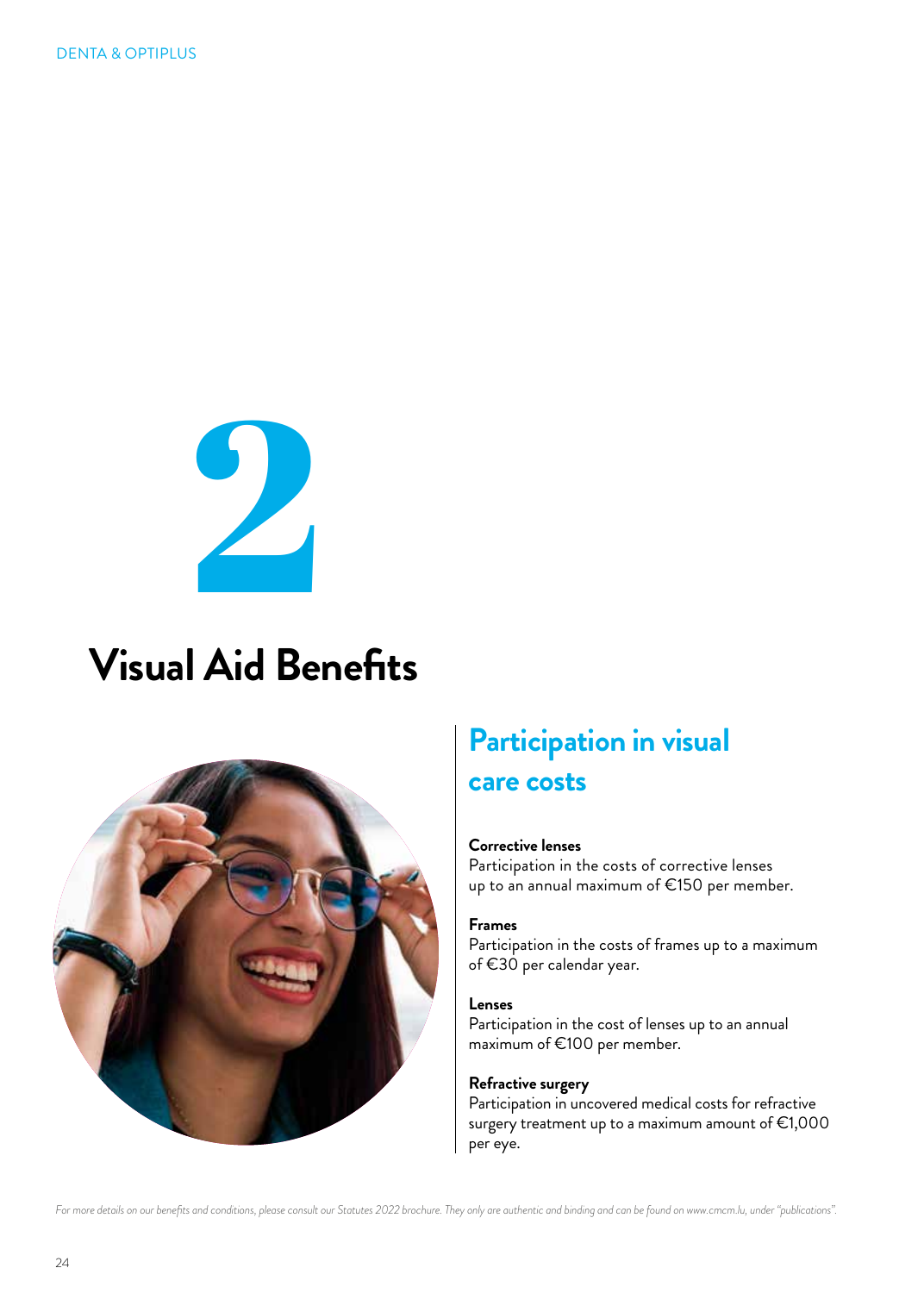# 2

# Visual Aid Benefits

## Participation in visual care costs

**Corrective lenses**
Participation in the costs of corrective lenses up to an annual maximum of €150 per member.

**Frames**
Participation in the costs of frames up to a maximum of €30 per calendar year.

**Lenses**
Participation in the cost of lenses up to an annual maximum of €100 per member.

**Refractive surgery**
Participation in uncovered medical costs for refractive surgery treatment up to a maximum amount of €1,000 per eye.

*For more details on our benefits and conditions, please consult our Statutes 2022 brochure. They only are authentic and binding and can be found on www.cmcm.lu, under "publications".*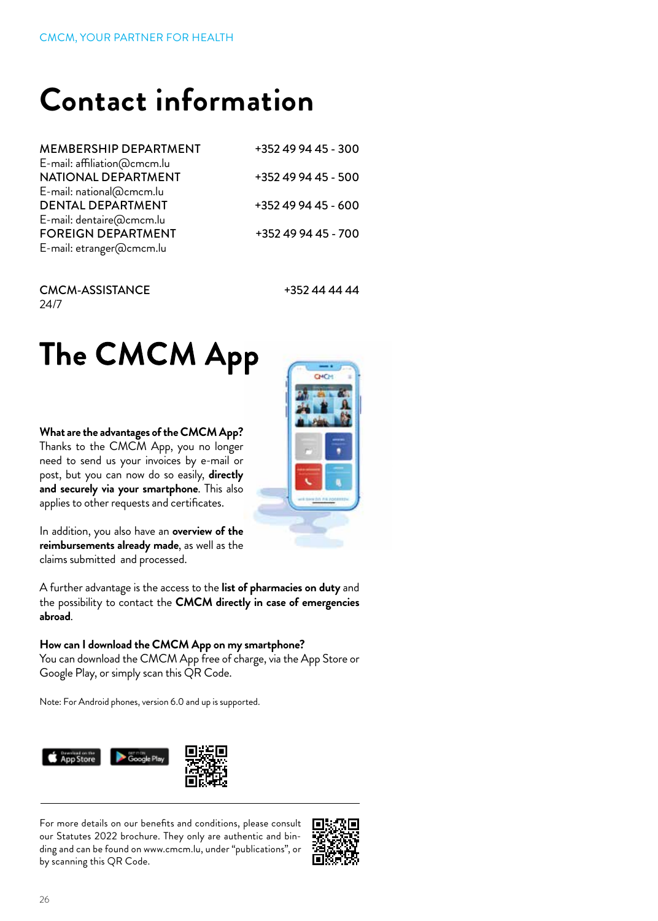CMCM, YOUR PARTNER FOR HEALTH

# Contact information

| | |
|---|---|
| MEMBERSHIP DEPARTMENT<br>E-mail: affiliation@cmcm.lu | +352 49 94 45 - 300 |
| NATIONAL DEPARTMENT<br>E-mail: national@cmcm.lu | +352 49 94 45 - 500 |
| DENTAL DEPARTMENT<br>E-mail: dentaire@cmcm.lu | +352 49 94 45 - 600 |
| FOREIGN DEPARTMENT<br>E-mail: etranger@cmcm.lu | +352 49 94 45 - 700 |

CMCM-ASSISTANCE 24/7 +352 44 44 44

# The CMCM App

**What are the advantages of the CMCM App?**
Thanks to the CMCM App, you no longer need to send us your invoices by e-mail or post, but you can now do so easily, **directly and securely via your smartphone**. This also applies to other requests and certificates.

In addition, you also have an **overview of the reimbursements already made**, as well as the claims submitted and processed.

A further advantage is the access to the **list of pharmacies on duty** and the possibility to contact the **CMCM directly in case of emergencies abroad**.

**How can I download the CMCM App on my smartphone?**
You can download the CMCM App free of charge, via the App Store or Google Play, or simply scan this QR Code.

Note: For Android phones, version 6.0 and up is supported.

---

For more details on our benefits and conditions, please consult our Statutes 2022 brochure. They only are authentic and binding and can be found on www.cmcm.lu, under "publications", or by scanning this QR Code.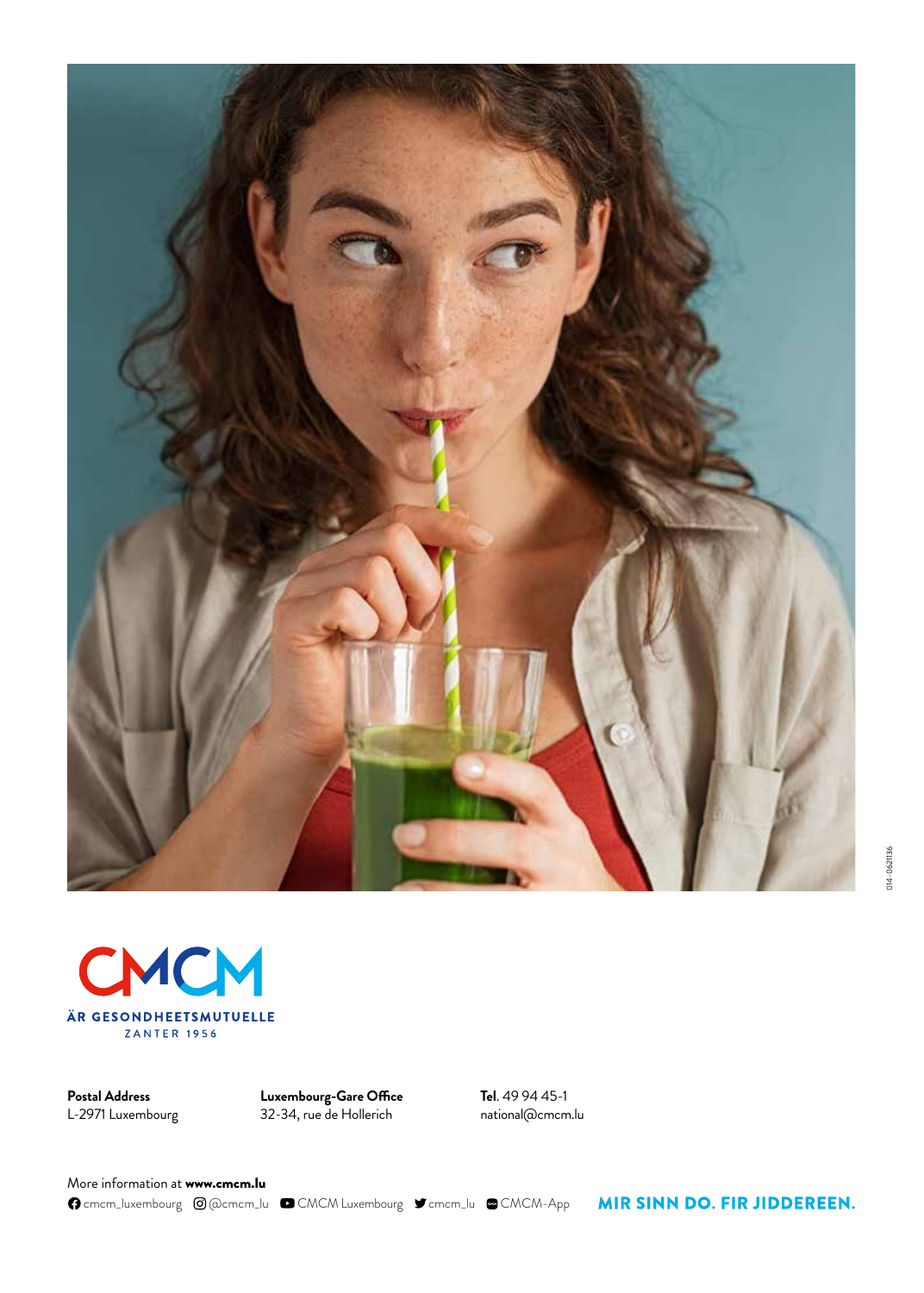CMCM

ÄR GESONDHEETSMUTUELLE
ZANTER 1956

**Postal Address**
L-2971 Luxembourg

**Luxembourg-Gare Office**
32-34, rue de Hollerich

**Tel**. 49 94 45-1
national@cmcm.lu

More information at **www.cmcm.lu**

cmcm_luxembourg @cmcm_lu CMCM Luxembourg cmcm_lu CMCM-App

**MIR SINN DO. FIR JIDDEREEN.**

014-0621136